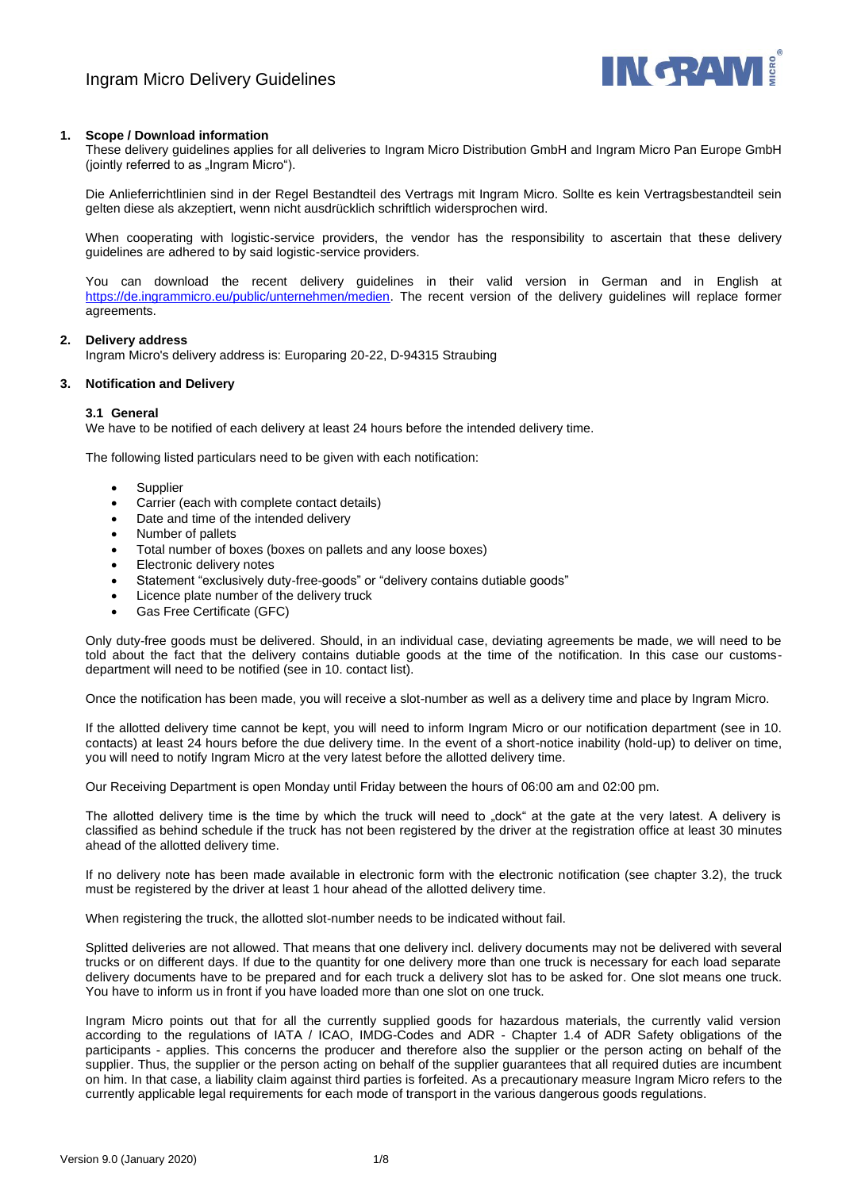# Ingram Micro Delivery Guidelines

## 1. Scope / Download information

These delivery guidelines applies for all deliveries to Ingram Micro Distribution GmbH and Ingram Micro Pan Europe GmbH (jointly referred to as „Ingram Micro").

Die Anlieferrichtlinien sind in der Regel Bestandteil des Vertrags mit Ingram Micro. Sollte es kein Vertragsbestandteil sein gelten diese als akzeptiert, wenn nicht ausdrücklich schriftlich widersprochen wird.

When cooperating with logistic-service providers, the vendor has the responsibility to ascertain that these delivery guidelines are adhered to by said logistic-service providers.

You can download the recent delivery guidelines in their valid version in German and in English at https://de.ingrammicro.eu/public/unternehmen/medien. The recent version of the delivery guidelines will replace former agreements.

## 2. Delivery address

Ingram Micro's delivery address is: Europaring 20-22, D-94315 Straubing

## 3. Notification and Delivery

### 3.1 General

We have to be notified of each delivery at least 24 hours before the intended delivery time.

The following listed particulars need to be given with each notification:

- Supplier
- Carrier (each with complete contact details)
- Date and time of the intended delivery
- Number of pallets
- Total number of boxes (boxes on pallets and any loose boxes)
- Electronic delivery notes
- Statement "exclusively duty-free-goods" or "delivery contains dutiable goods"
- Licence plate number of the delivery truck
- Gas Free Certificate (GFC)

Only duty-free goods must be delivered. Should, in an individual case, deviating agreements be made, we will need to be told about the fact that the delivery contains dutiable goods at the time of the notification. In this case our customs-department will need to be notified (see in 10. contact list).

Once the notification has been made, you will receive a slot-number as well as a delivery time and place by Ingram Micro.

If the allotted delivery time cannot be kept, you will need to inform Ingram Micro or our notification department (see in 10. contacts) at least 24 hours before the due delivery time. In the event of a short-notice inability (hold-up) to deliver on time, you will need to notify Ingram Micro at the very latest before the allotted delivery time.

Our Receiving Department is open Monday until Friday between the hours of 06:00 am and 02:00 pm.

The allotted delivery time is the time by which the truck will need to „dock" at the gate at the very latest. A delivery is classified as behind schedule if the truck has not been registered by the driver at the registration office at least 30 minutes ahead of the allotted delivery time.

If no delivery note has been made available in electronic form with the electronic notification (see chapter 3.2), the truck must be registered by the driver at least 1 hour ahead of the allotted delivery time.

When registering the truck, the allotted slot-number needs to be indicated without fail.

Splitted deliveries are not allowed. That means that one delivery incl. delivery documents may not be delivered with several trucks or on different days. If due to the quantity for one delivery more than one truck is necessary for each load separate delivery documents have to be prepared and for each truck a delivery slot has to be asked for. One slot means one truck. You have to inform us in front if you have loaded more than one slot on one truck.

Ingram Micro points out that for all the currently supplied goods for hazardous materials, the currently valid version according to the regulations of IATA / ICAO, IMDG-Codes and ADR - Chapter 1.4 of ADR Safety obligations of the participants - applies. This concerns the producer and therefore also the supplier or the person acting on behalf of the supplier. Thus, the supplier or the person acting on behalf of the supplier guarantees that all required duties are incumbent on him. In that case, a liability claim against third parties is forfeited. As a precautionary measure Ingram Micro refers to the currently applicable legal requirements for each mode of transport in the various dangerous goods regulations.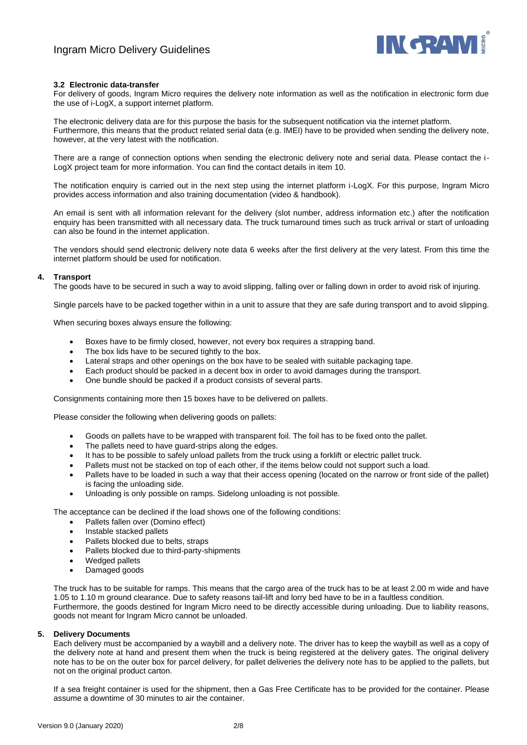### 3.2 Electronic data-transfer

For delivery of goods, Ingram Micro requires the delivery note information as well as the notification in electronic form due the use of i-LogX, a support internet platform.

The electronic delivery data are for this purpose the basis for the subsequent notification via the internet platform. Furthermore, this means that the product related serial data (e.g. IMEI) have to be provided when sending the delivery note, however, at the very latest with the notification.

There are a range of connection options when sending the electronic delivery note and serial data. Please contact the i-LogX project team for more information. You can find the contact details in item 10.

The notification enquiry is carried out in the next step using the internet platform i-LogX. For this purpose, Ingram Micro provides access information and also training documentation (video & handbook).

An email is sent with all information relevant for the delivery (slot number, address information etc.) after the notification enquiry has been transmitted with all necessary data. The truck turnaround times such as truck arrival or start of unloading can also be found in the internet application.

The vendors should send electronic delivery note data 6 weeks after the first delivery at the very latest. From this time the internet platform should be used for notification.

## 4. Transport

The goods have to be secured in such a way to avoid slipping, falling over or falling down in order to avoid risk of injuring.

Single parcels have to be packed together within in a unit to assure that they are safe during transport and to avoid slipping.

When securing boxes always ensure the following:

- Boxes have to be firmly closed, however, not every box requires a strapping band.
- The box lids have to be secured tightly to the box.
- Lateral straps and other openings on the box have to be sealed with suitable packaging tape.
- Each product should be packed in a decent box in order to avoid damages during the transport.
- One bundle should be packed if a product consists of several parts.

Consignments containing more then 15 boxes have to be delivered on pallets.

Please consider the following when delivering goods on pallets:

- Goods on pallets have to be wrapped with transparent foil. The foil has to be fixed onto the pallet.
- The pallets need to have guard-strips along the edges.
- It has to be possible to safely unload pallets from the truck using a forklift or electric pallet truck.
- Pallets must not be stacked on top of each other, if the items below could not support such a load.
- Pallets have to be loaded in such a way that their access opening (located on the narrow or front side of the pallet) is facing the unloading side.
- Unloading is only possible on ramps. Sidelong unloading is not possible.

The acceptance can be declined if the load shows one of the following conditions:

- Pallets fallen over (Domino effect)
- Instable stacked pallets
- Pallets blocked due to belts, straps
- Pallets blocked due to third-party-shipments
- Wedged pallets
- Damaged goods

The truck has to be suitable for ramps. This means that the cargo area of the truck has to be at least 2.00 m wide and have 1.05 to 1.10 m ground clearance. Due to safety reasons tail-lift and lorry bed have to be in a faultless condition. Furthermore, the goods destined for Ingram Micro need to be directly accessible during unloading. Due to liability reasons, goods not meant for Ingram Micro cannot be unloaded.

## 5. Delivery Documents

Each delivery must be accompanied by a waybill and a delivery note. The driver has to keep the waybill as well as a copy of the delivery note at hand and present them when the truck is being registered at the delivery gates. The original delivery note has to be on the outer box for parcel delivery, for pallet deliveries the delivery note has to be applied to the pallets, but not on the original product carton.

If a sea freight container is used for the shipment, then a Gas Free Certificate has to be provided for the container. Please assume a downtime of 30 minutes to air the container.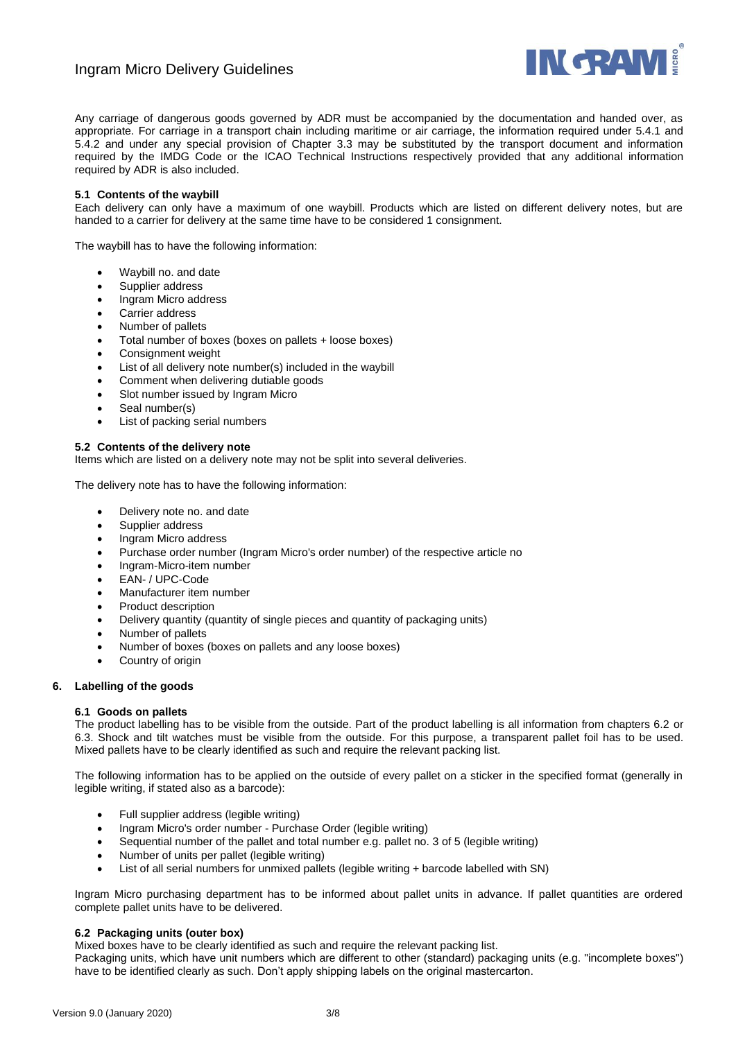Any carriage of dangerous goods governed by ADR must be accompanied by the documentation and handed over, as appropriate. For carriage in a transport chain including maritime or air carriage, the information required under 5.4.1 and 5.4.2 and under any special provision of Chapter 3.3 may be substituted by the transport document and information required by the IMDG Code or the ICAO Technical Instructions respectively provided that any additional information required by ADR is also included.

### 5.1 Contents of the waybill

Each delivery can only have a maximum of one waybill. Products which are listed on different delivery notes, but are handed to a carrier for delivery at the same time have to be considered 1 consignment.

The waybill has to have the following information:

- Waybill no. and date
- Supplier address
- Ingram Micro address
- Carrier address
- Number of pallets
- Total number of boxes (boxes on pallets + loose boxes)
- Consignment weight
- List of all delivery note number(s) included in the waybill
- Comment when delivering dutiable goods
- Slot number issued by Ingram Micro
- Seal number(s)
- List of packing serial numbers

### 5.2 Contents of the delivery note

Items which are listed on a delivery note may not be split into several deliveries.

The delivery note has to have the following information:

- Delivery note no. and date
- Supplier address
- Ingram Micro address
- Purchase order number (Ingram Micro's order number) of the respective article no
- Ingram-Micro-item number
- EAN- / UPC-Code
- Manufacturer item number
- Product description
- Delivery quantity (quantity of single pieces and quantity of packaging units)
- Number of pallets
- Number of boxes (boxes on pallets and any loose boxes)
- Country of origin

## 6. Labelling of the goods

### 6.1 Goods on pallets

The product labelling has to be visible from the outside. Part of the product labelling is all information from chapters 6.2 or 6.3. Shock and tilt watches must be visible from the outside. For this purpose, a transparent pallet foil has to be used. Mixed pallets have to be clearly identified as such and require the relevant packing list.

The following information has to be applied on the outside of every pallet on a sticker in the specified format (generally in legible writing, if stated also as a barcode):

- Full supplier address (legible writing)
- Ingram Micro's order number - Purchase Order (legible writing)
- Sequential number of the pallet and total number e.g. pallet no. 3 of 5 (legible writing)
- Number of units per pallet (legible writing)
- List of all serial numbers for unmixed pallets (legible writing + barcode labelled with SN)

Ingram Micro purchasing department has to be informed about pallet units in advance. If pallet quantities are ordered complete pallet units have to be delivered.

### 6.2 Packaging units (outer box)

Mixed boxes have to be clearly identified as such and require the relevant packing list.
Packaging units, which have unit numbers which are different to other (standard) packaging units (e.g. "incomplete boxes") have to be identified clearly as such. Don't apply shipping labels on the original mastercarton.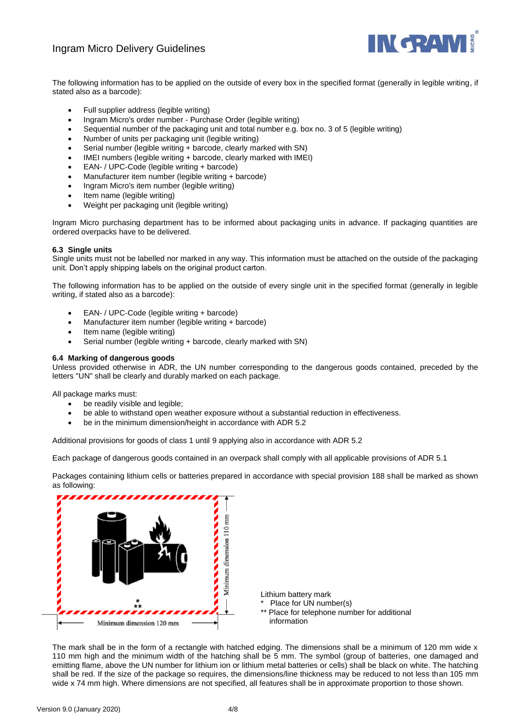The following information has to be applied on the outside of every box in the specified format (generally in legible writing, if stated also as a barcode):

- Full supplier address (legible writing)
- Ingram Micro's order number - Purchase Order (legible writing)
- Sequential number of the packaging unit and total number e.g. box no. 3 of 5 (legible writing)
- Number of units per packaging unit (legible writing)
- Serial number (legible writing + barcode, clearly marked with SN)
- IMEI numbers (legible writing + barcode, clearly marked with IMEI)
- EAN- / UPC-Code (legible writing + barcode)
- Manufacturer item number (legible writing + barcode)
- Ingram Micro's item number (legible writing)
- Item name (legible writing)
- Weight per packaging unit (legible writing)

Ingram Micro purchasing department has to be informed about packaging units in advance. If packaging quantities are ordered overpacks have to be delivered.

### 6.3 Single units

Single units must not be labelled nor marked in any way. This information must be attached on the outside of the packaging unit. Don't apply shipping labels on the original product carton.

The following information has to be applied on the outside of every single unit in the specified format (generally in legible writing, if stated also as a barcode):

- EAN- / UPC-Code (legible writing + barcode)
- Manufacturer item number (legible writing + barcode)
- Item name (legible writing)
- Serial number (legible writing + barcode, clearly marked with SN)

### 6.4 Marking of dangerous goods

Unless provided otherwise in ADR, the UN number corresponding to the dangerous goods contained, preceded by the letters "UN" shall be clearly and durably marked on each package.

All package marks must:

- be readily visible and legible;
- be able to withstand open weather exposure without a substantial reduction in effectiveness.
- be in the minimum dimension/height in accordance with ADR 5.2

Additional provisions for goods of class 1 until 9 applying also in accordance with ADR 5.2

Each package of dangerous goods contained in an overpack shall comply with all applicable provisions of ADR 5.1

Packages containing lithium cells or batteries prepared in accordance with special provision 188 shall be marked as shown as following:

Minimum dimension 110 mm

Minimum dimension 120 mm

Lithium battery mark
* Place for UN number(s)
** Place for telephone number for additional information

The mark shall be in the form of a rectangle with hatched edging. The dimensions shall be a minimum of 120 mm wide x 110 mm high and the minimum width of the hatching shall be 5 mm. The symbol (group of batteries, one damaged and emitting flame, above the UN number for lithium ion or lithium metal batteries or cells) shall be black on white. The hatching shall be red. If the size of the package so requires, the dimensions/line thickness may be reduced to not less than 105 mm wide x 74 mm high. Where dimensions are not specified, all features shall be in approximate proportion to those shown.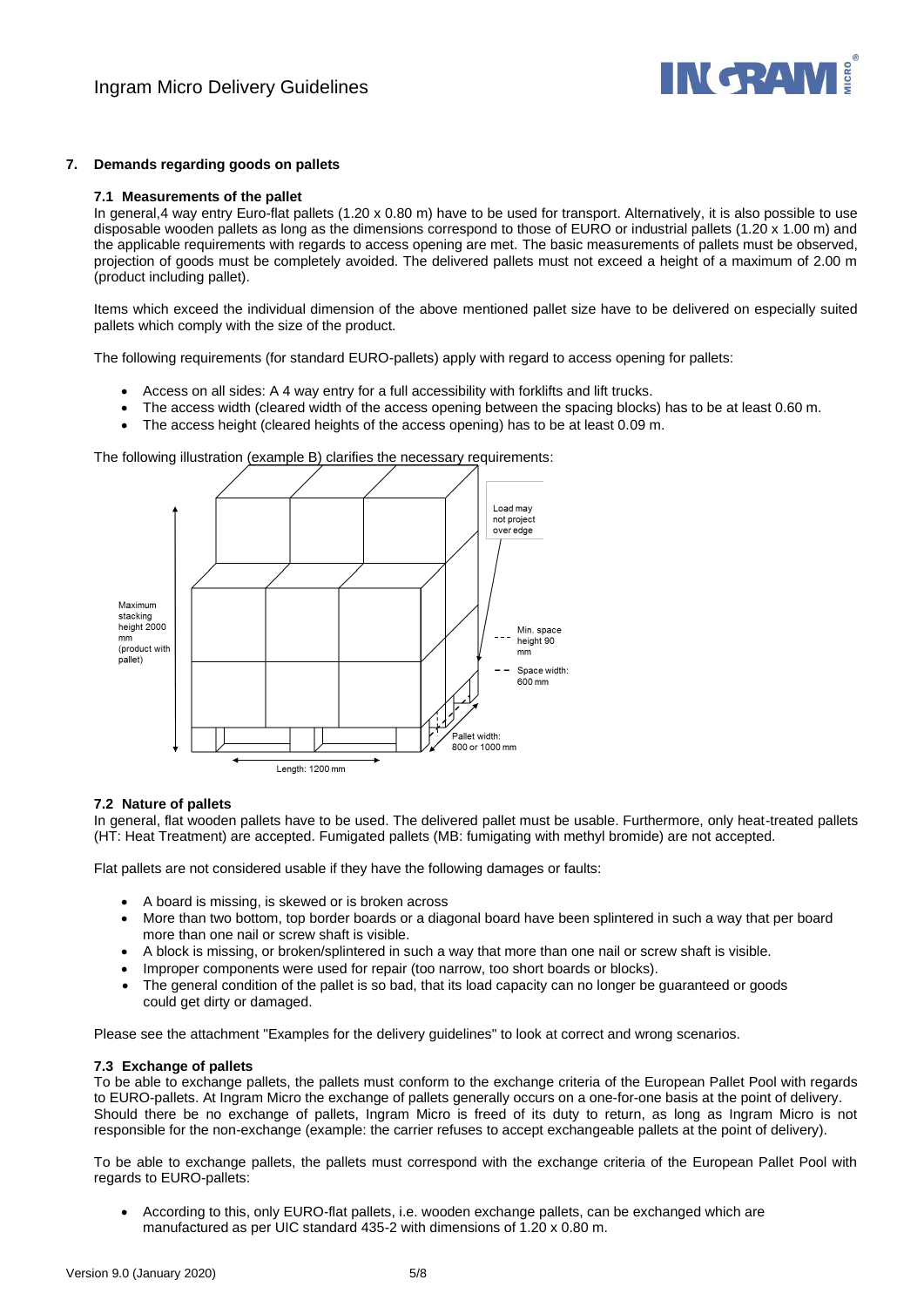## 7. Demands regarding goods on pallets

### 7.1 Measurements of the pallet

In general,4 way entry Euro-flat pallets (1.20 x 0.80 m) have to be used for transport. Alternatively, it is also possible to use disposable wooden pallets as long as the dimensions correspond to those of EURO or industrial pallets (1.20 x 1.00 m) and the applicable requirements with regards to access opening are met. The basic measurements of pallets must be observed, projection of goods must be completely avoided. The delivered pallets must not exceed a height of a maximum of 2.00 m (product including pallet).

Items which exceed the individual dimension of the above mentioned pallet size have to be delivered on especially suited pallets which comply with the size of the product.

The following requirements (for standard EURO-pallets) apply with regard to access opening for pallets:

- Access on all sides: A 4 way entry for a full accessibility with forklifts and lift trucks.
- The access width (cleared width of the access opening between the spacing blocks) has to be at least 0.60 m.
- The access height (cleared heights of the access opening) has to be at least 0.09 m.

The following illustration (example B) clarifies the necessary requirements:

Maximum stacking height 2000 mm (product with pallet)

Load may not project over edge

Min. space height 90 mm

Space width: 600 mm

Pallet width: 800 or 1000 mm

Length: 1200 mm

### 7.2 Nature of pallets

In general, flat wooden pallets have to be used. The delivered pallet must be usable. Furthermore, only heat-treated pallets (HT: Heat Treatment) are accepted. Fumigated pallets (MB: fumigating with methyl bromide) are not accepted.

Flat pallets are not considered usable if they have the following damages or faults:

- A board is missing, is skewed or is broken across
- More than two bottom, top border boards or a diagonal board have been splintered in such a way that per board more than one nail or screw shaft is visible.
- A block is missing, or broken/splintered in such a way that more than one nail or screw shaft is visible.
- Improper components were used for repair (too narrow, too short boards or blocks).
- The general condition of the pallet is so bad, that its load capacity can no longer be guaranteed or goods could get dirty or damaged.

Please see the attachment "Examples for the delivery guidelines" to look at correct and wrong scenarios.

### 7.3 Exchange of pallets

To be able to exchange pallets, the pallets must conform to the exchange criteria of the European Pallet Pool with regards to EURO-pallets. At Ingram Micro the exchange of pallets generally occurs on a one-for-one basis at the point of delivery. Should there be no exchange of pallets, Ingram Micro is freed of its duty to return, as long as Ingram Micro is not responsible for the non-exchange (example: the carrier refuses to accept exchangeable pallets at the point of delivery).

To be able to exchange pallets, the pallets must correspond with the exchange criteria of the European Pallet Pool with regards to EURO-pallets:

- According to this, only EURO-flat pallets, i.e. wooden exchange pallets, can be exchanged which are manufactured as per UIC standard 435-2 with dimensions of 1.20 x 0.80 m.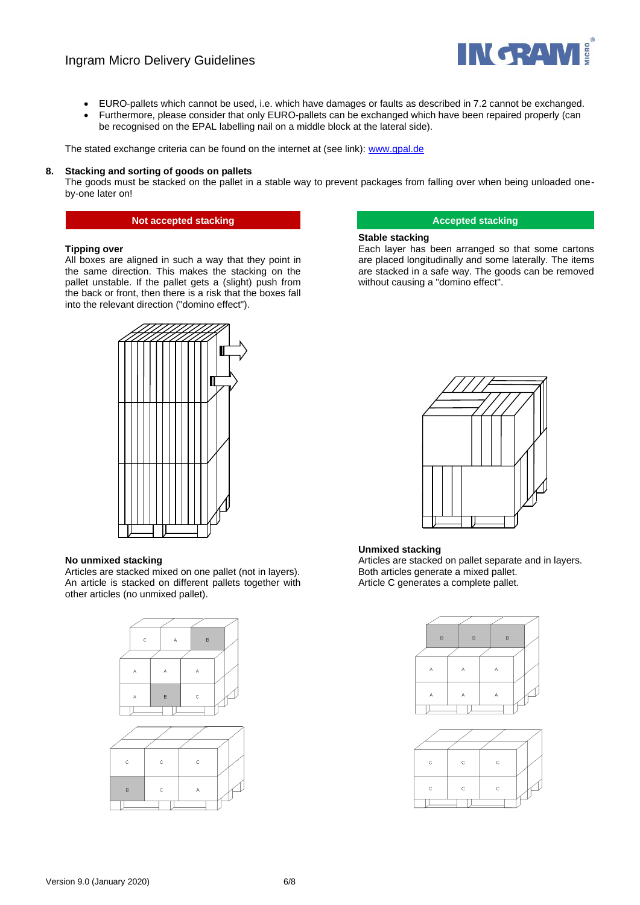- EURO-pallets which cannot be used, i.e. which have damages or faults as described in 7.2 cannot be exchanged.
- Furthermore, please consider that only EURO-pallets can be exchanged which have been repaired properly (can be recognised on the EPAL labelling nail on a middle block at the lateral side).

The stated exchange criteria can be found on the internet at (see link): www.gpal.de

## 8. Stacking and sorting of goods on pallets

The goods must be stacked on the pallet in a stable way to prevent packages from falling over when being unloaded one-by-one later on!

**Not accepted stacking**

**Tipping over**

All boxes are aligned in such a way that they point in the same direction. This makes the stacking on the pallet unstable. If the pallet gets a (slight) push from the back or front, then there is a risk that the boxes fall into the relevant direction ("domino effect").

**No unmixed stacking**

Articles are stacked mixed on one pallet (not in layers). An article is stacked on different pallets together with other articles (no unmixed pallet).

**Accepted stacking**

**Stable stacking**

Each layer has been arranged so that some cartons are placed longitudinally and some laterally. The items are stacked in a safe way. The goods can be removed without causing a "domino effect".

**Unmixed stacking**

Articles are stacked on pallet separate and in layers. Both articles generate a mixed pallet. Article C generates a complete pallet.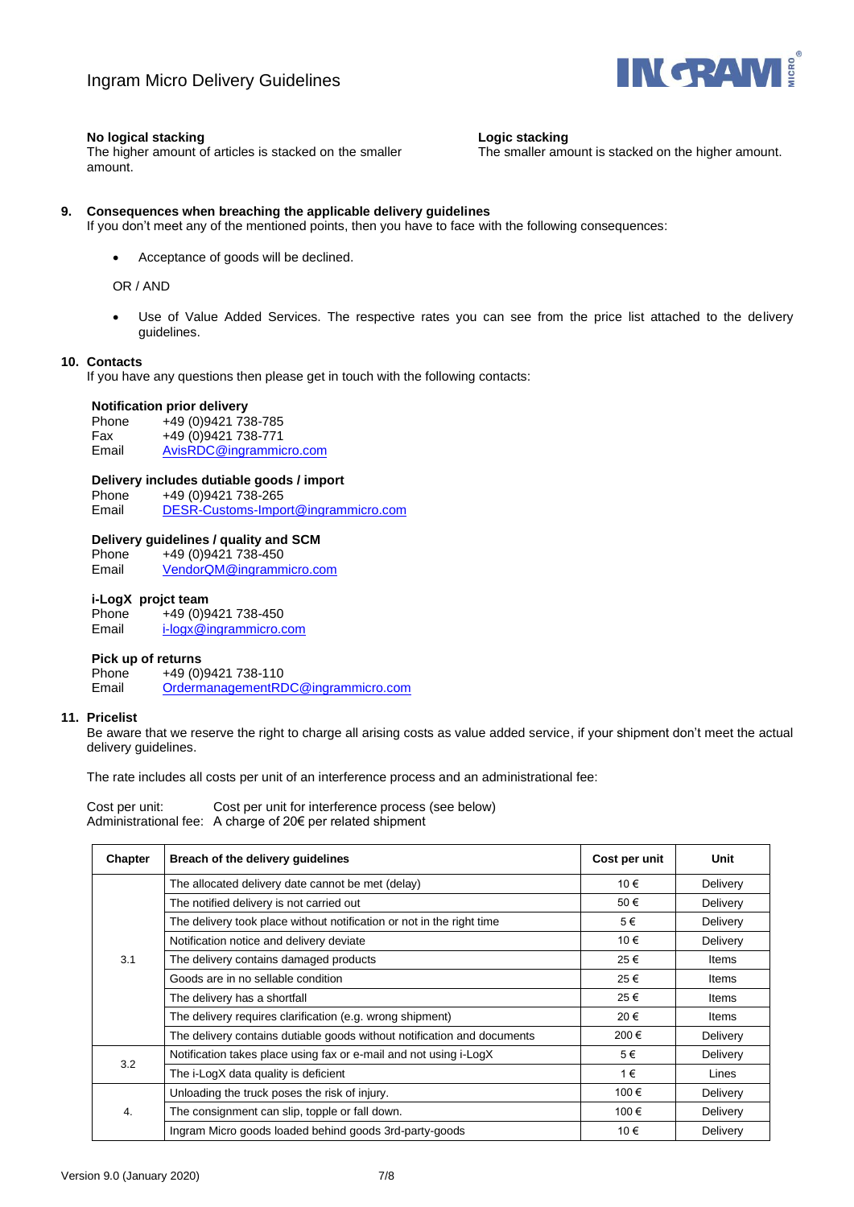**No logical stacking**
The higher amount of articles is stacked on the smaller amount.

**Logic stacking**
The smaller amount is stacked on the higher amount.

## 9. Consequences when breaching the applicable delivery guidelines

If you don't meet any of the mentioned points, then you have to face with the following consequences:

- Acceptance of goods will be declined.

OR / AND

- Use of Value Added Services. The respective rates you can see from the price list attached to the delivery guidelines.

## 10. Contacts

If you have any questions then please get in touch with the following contacts:

**Notification prior delivery**
Phone +49 (0)9421 738-785
Fax +49 (0)9421 738-771
Email AvisRDC@ingrammicro.com

**Delivery includes dutiable goods / import**
Phone +49 (0)9421 738-265
Email DESR-Customs-Import@ingrammicro.com

**Delivery guidelines / quality and SCM**
Phone +49 (0)9421 738-450
Email VendorQM@ingrammicro.com

**i-LogX projct team**
Phone +49 (0)9421 738-450
Email i-logx@ingrammicro.com

**Pick up of returns**
Phone +49 (0)9421 738-110
Email OrdermanagementRDC@ingrammicro.com

## 11. Pricelist

Be aware that we reserve the right to charge all arising costs as value added service, if your shipment don't meet the actual delivery guidelines.

The rate includes all costs per unit of an interference process and an administrational fee:

Cost per unit: Cost per unit for interference process (see below)
Administrational fee: A charge of 20€ per related shipment

| Chapter | Breach of the delivery guidelines | Cost per unit | Unit |
|---|---|---|---|
| 3.1 | The allocated delivery date cannot be met (delay) | 10 € | Delivery |
| | The notified delivery is not carried out | 50 € | Delivery |
| | The delivery took place without notification or not in the right time | 5 € | Delivery |
| | Notification notice and delivery deviate | 10 € | Delivery |
| | The delivery contains damaged products | 25 € | Items |
| | Goods are in no sellable condition | 25 € | Items |
| | The delivery has a shortfall | 25 € | Items |
| | The delivery requires clarification (e.g. wrong shipment) | 20 € | Items |
| | The delivery contains dutiable goods without notification and documents | 200 € | Delivery |
| 3.2 | Notification takes place using fax or e-mail and not using i-LogX | 5 € | Delivery |
| | The i-LogX data quality is deficient | 1 € | Lines |
| 4. | Unloading the truck poses the risk of injury. | 100 € | Delivery |
| | The consignment can slip, topple or fall down. | 100 € | Delivery |
| | Ingram Micro goods loaded behind goods 3rd-party-goods | 10 € | Delivery |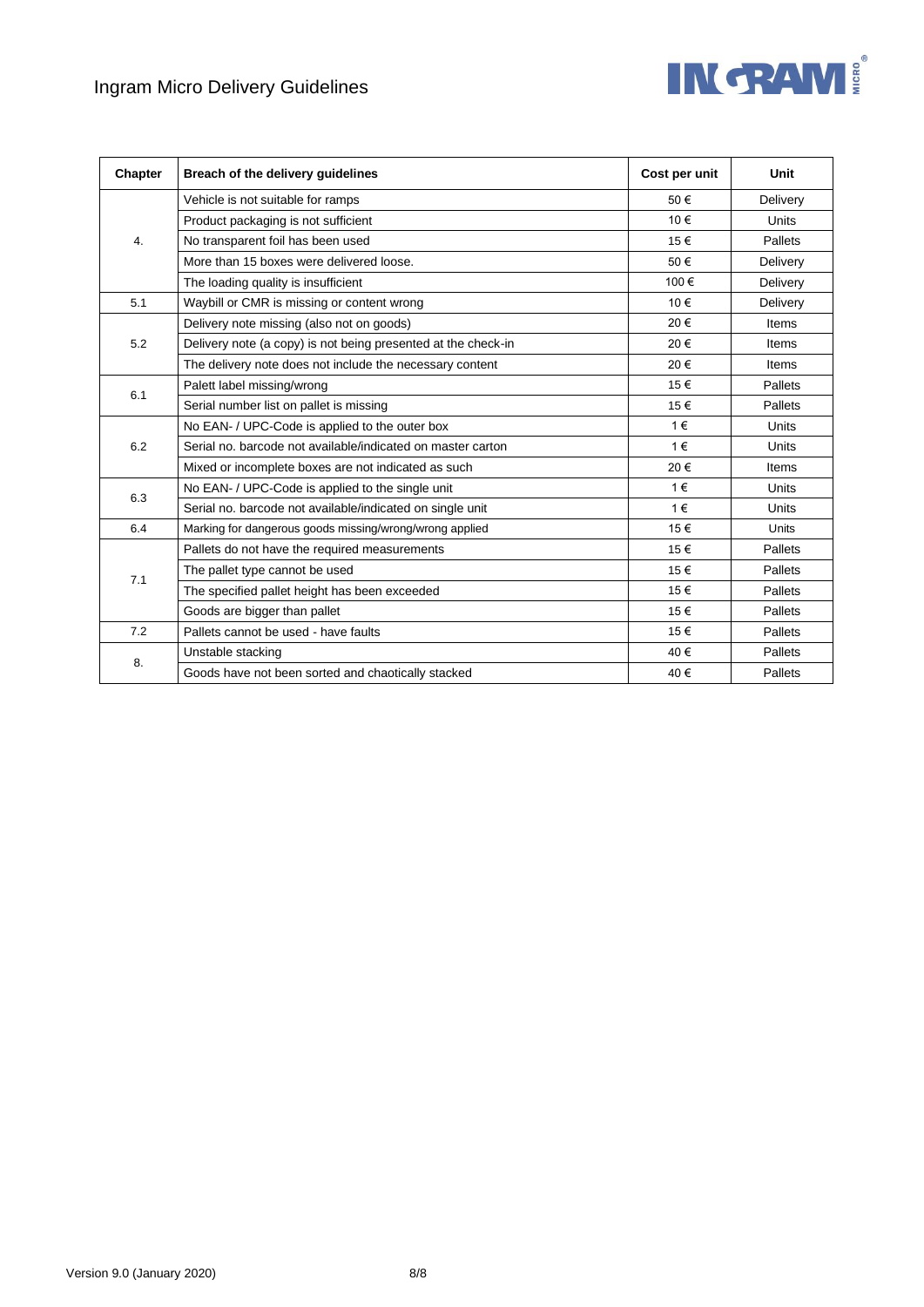| Chapter | Breach of the delivery guidelines | Cost per unit | Unit |
|---|---|---|---|
| 4. | Vehicle is not suitable for ramps | 50 € | Delivery |
| | Product packaging is not sufficient | 10 € | Units |
| | No transparent foil has been used | 15 € | Pallets |
| | More than 15 boxes were delivered loose. | 50 € | Delivery |
| | The loading quality is insufficient | 100 € | Delivery |
| 5.1 | Waybill or CMR is missing or content wrong | 10 € | Delivery |
| 5.2 | Delivery note missing (also not on goods) | 20 € | Items |
| | Delivery note (a copy) is not being presented at the check-in | 20 € | Items |
| | The delivery note does not include the necessary content | 20 € | Items |
| 6.1 | Palett label missing/wrong | 15 € | Pallets |
| | Serial number list on pallet is missing | 15 € | Pallets |
| 6.2 | No EAN- / UPC-Code is applied to the outer box | 1 € | Units |
| | Serial no. barcode not available/indicated on master carton | 1 € | Units |
| | Mixed or incomplete boxes are not indicated as such | 20 € | Items |
| 6.3 | No EAN- / UPC-Code is applied to the single unit | 1 € | Units |
| | Serial no. barcode not available/indicated on single unit | 1 € | Units |
| 6.4 | Marking for dangerous goods missing/wrong/wrong applied | 15 € | Units |
| 7.1 | Pallets do not have the required measurements | 15 € | Pallets |
| | The pallet type cannot be used | 15 € | Pallets |
| | The specified pallet height has been exceeded | 15 € | Pallets |
| | Goods are bigger than pallet | 15 € | Pallets |
| 7.2 | Pallets cannot be used - have faults | 15 € | Pallets |
| 8. | Unstable stacking | 40 € | Pallets |
| | Goods have not been sorted and chaotically stacked | 40 € | Pallets |